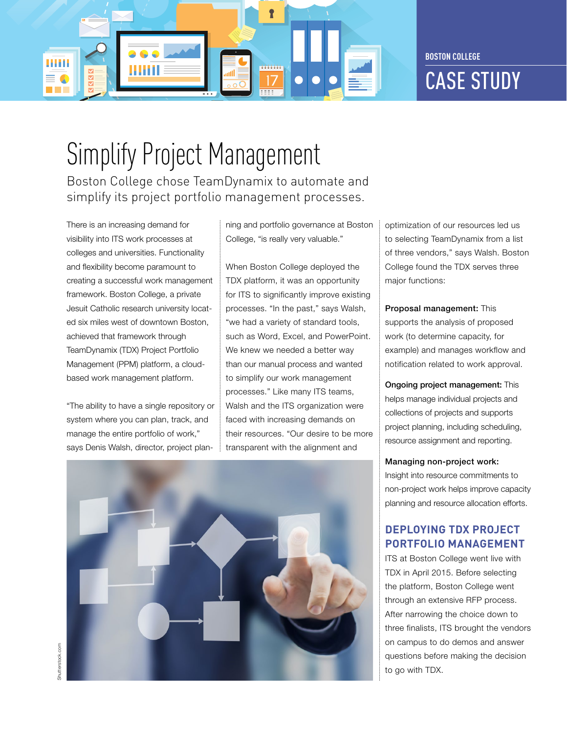BOSTON COLLEGE

CASE STUDY

# Simplify Project Management

Boston College chose TeamDynamix to automate and simplify its project portfolio management processes.

There is an increasing demand for visibility into ITS work processes at colleges and universities. Functionality and flexibility become paramount to creating a successful work management framework. Boston College, a private Jesuit Catholic research university located six miles west of downtown Boston, achieved that framework through TeamDynamix (TDX) Project Portfolio Management (PPM) platform, a cloud-based work management platform.

"The ability to have a single repository or system where you can plan, track, and manage the entire portfolio of work," says Denis Walsh, director, project planning and portfolio governance at Boston College, "is really very valuable."

When Boston College deployed the TDX platform, it was an opportunity for ITS to significantly improve existing processes. "In the past," says Walsh, "we had a variety of standard tools, such as Word, Excel, and PowerPoint. We knew we needed a better way than our manual process and wanted to simplify our work management processes." Like many ITS teams, Walsh and the ITS organization were faced with increasing demands on their resources. "Our desire to be more transparent with the alignment and optimization of our resources led us to selecting TeamDynamix from a list of three vendors," says Walsh. Boston College found the TDX serves three major functions:

**Proposal management:** This supports the analysis of proposed work (to determine capacity, for example) and manages workflow and notification related to work approval.

**Ongoing project management:** This helps manage individual projects and collections of projects and supports project planning, including scheduling, resource assignment and reporting.

**Managing non-project work:** Insight into resource commitments to non-project work helps improve capacity planning and resource allocation efforts.

## DEPLOYING TDX PROJECT PORTFOLIO MANAGEMENT

ITS at Boston College went live with TDX in April 2015. Before selecting the platform, Boston College went through an extensive RFP process. After narrowing the choice down to three finalists, ITS brought the vendors on campus to do demos and answer questions before making the decision to go with TDX.

Shutterstock.com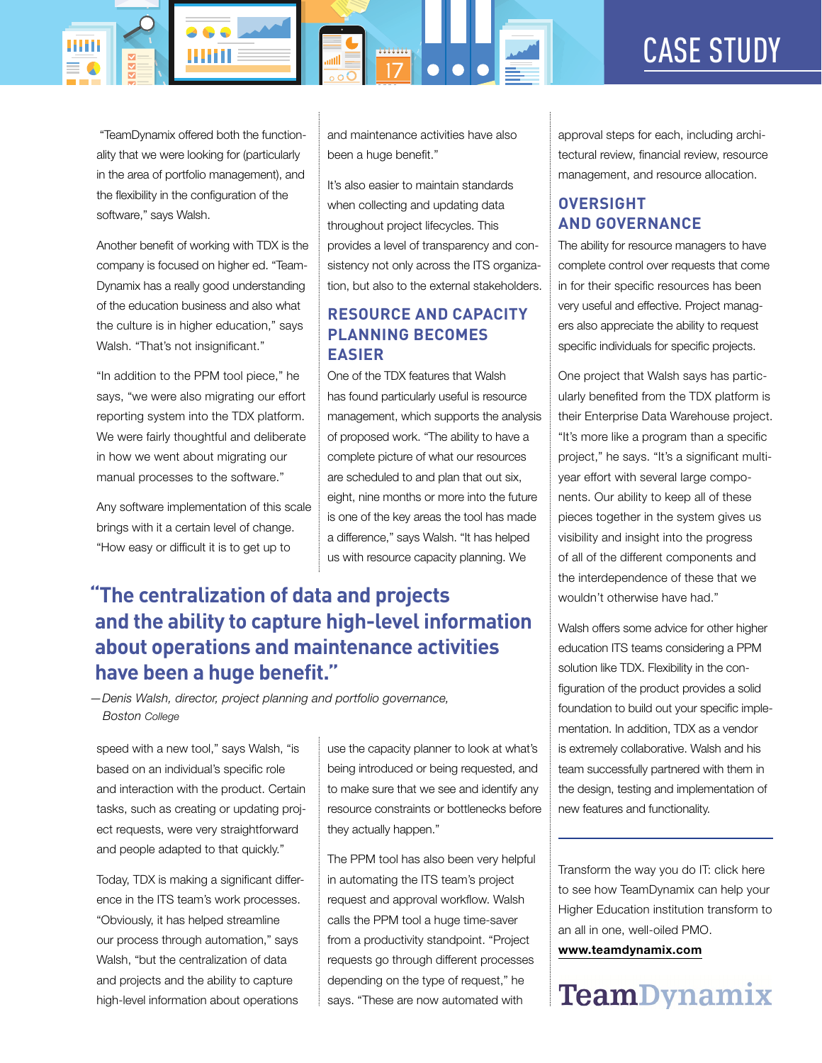# CASE STUDY

"TeamDynamix offered both the functionality that we were looking for (particularly in the area of portfolio management), and the flexibility in the configuration of the software," says Walsh.

Another benefit of working with TDX is the company is focused on higher ed. "TeamDynamix has a really good understanding of the education business and also what the culture is in higher education," says Walsh. "That's not insignificant."

"In addition to the PPM tool piece," he says, "we were also migrating our effort reporting system into the TDX platform. We were fairly thoughtful and deliberate in how we went about migrating our manual processes to the software."

Any software implementation of this scale brings with it a certain level of change. "How easy or difficult it is to get up to speed with a new tool," says Walsh, "is based on an individual's specific role and interaction with the product. Certain tasks, such as creating or updating project requests, were very straightforward and people adapted to that quickly."

Today, TDX is making a significant difference in the ITS team's work processes. "Obviously, it has helped streamline our process through automation," says Walsh, "but the centralization of data and projects and the ability to capture high-level information about operations and maintenance activities have also been a huge benefit."

It's also easier to maintain standards when collecting and updating data throughout project lifecycles. This provides a level of transparency and consistency not only across the ITS organization, but also to the external stakeholders.

## RESOURCE AND CAPACITY PLANNING BECOMES EASIER

One of the TDX features that Walsh has found particularly useful is resource management, which supports the analysis of proposed work. "The ability to have a complete picture of what our resources are scheduled to and plan that out six, eight, nine months or more into the future is one of the key areas the tool has made a difference," says Walsh. "It has helped us with resource capacity planning. We use the capacity planner to look at what's being introduced or being requested, and to make sure that we see and identify any resource constraints or bottlenecks before they actually happen."

The PPM tool has also been very helpful in automating the ITS team's project request and approval workflow. Walsh calls the PPM tool a huge time-saver from a productivity standpoint. "Project requests go through different processes depending on the type of request," he says. "These are now automated with approval steps for each, including architectural review, financial review, resource management, and resource allocation.

> **"The centralization of data and projects and the ability to capture high-level information about operations and maintenance activities have been a huge benefit."**
>
> —*Denis Walsh, director, project planning and portfolio governance, Boston College*

## OVERSIGHT AND GOVERNANCE

The ability for resource managers to have complete control over requests that come in for their specific resources has been very useful and effective. Project managers also appreciate the ability to request specific individuals for specific projects.

One project that Walsh says has particularly benefited from the TDX platform is their Enterprise Data Warehouse project. "It's more like a program than a specific project," he says. "It's a significant multi-year effort with several large components. Our ability to keep all of these pieces together in the system gives us visibility and insight into the progress of all of the different components and the interdependence of these that we wouldn't otherwise have had."

Walsh offers some advice for other higher education ITS teams considering a PPM solution like TDX. Flexibility in the configuration of the product provides a solid foundation to build out your specific implementation. In addition, TDX as a vendor is extremely collaborative. Walsh and his team successfully partnered with them in the design, testing and implementation of new features and functionality.

---

Transform the way you do IT: click here to see how TeamDynamix can help your Higher Education institution transform to an all in one, well-oiled PMO.

**www.teamdynamix.com**

TeamDynamix